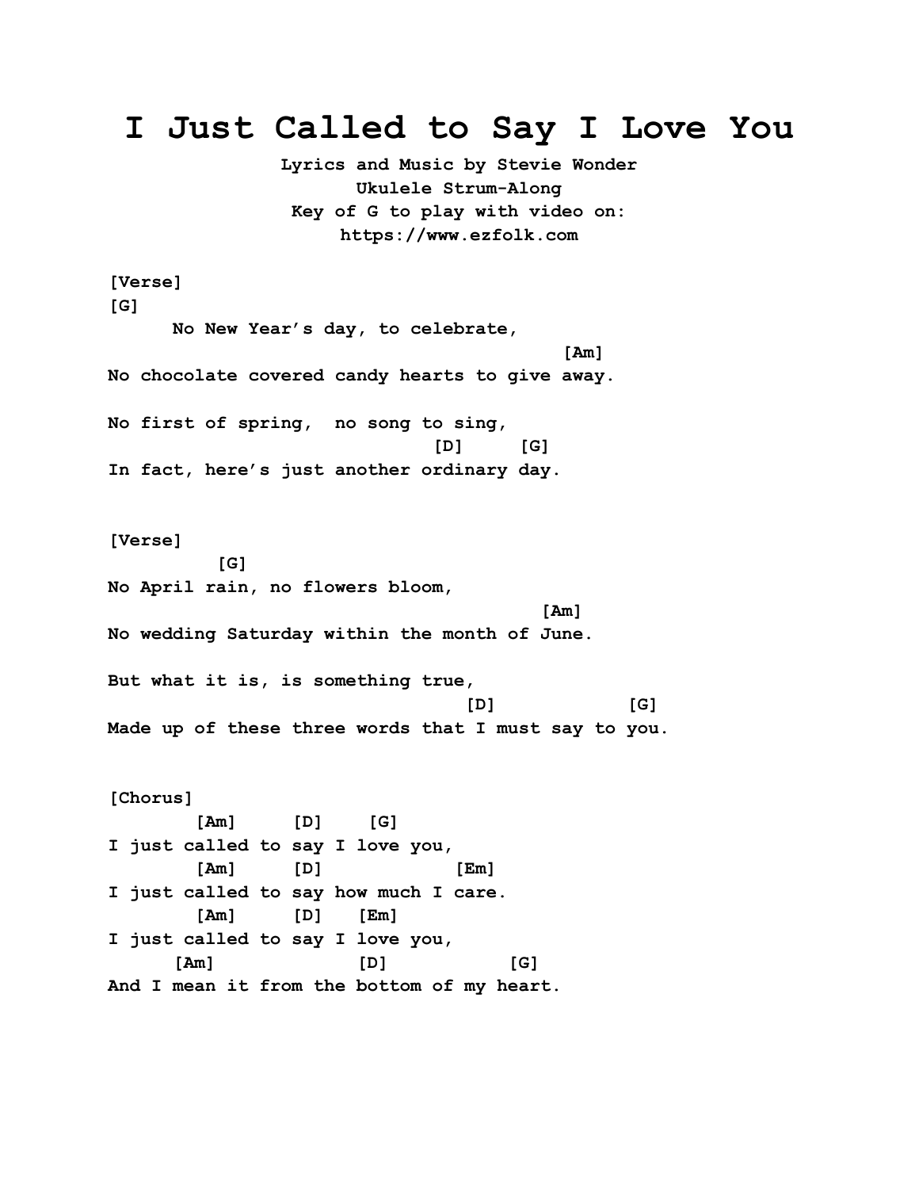# I Just Called to Say I Love You

**Lyrics and Music by Stevie Wonder**
**Ukulele Strum-Along**
**Key of G to play with video on:**
**https://www.ezfolk.com**

```
[Verse]
[G]
      No New Year's day, to celebrate,
                                          [Am]
No chocolate covered candy hearts to give away.

No first of spring,  no song to sing,
                              [D]     [G]
In fact, here's just another ordinary day.


[Verse]
         [G]
No April rain, no flowers bloom,
                                        [Am]
No wedding Saturday within the month of June.

But what it is, is something true,
                                 [D]          [G]
Made up of these three words that I must say to you.


[Chorus]
       [Am]     [D]    [G]
I just called to say I love you,
       [Am]     [D]          [Em]
I just called to say how much I care.
       [Am]     [D]   [Em]
I just called to say I love you,
      [Am]            [D]          [G]
And I mean it from the bottom of my heart.
```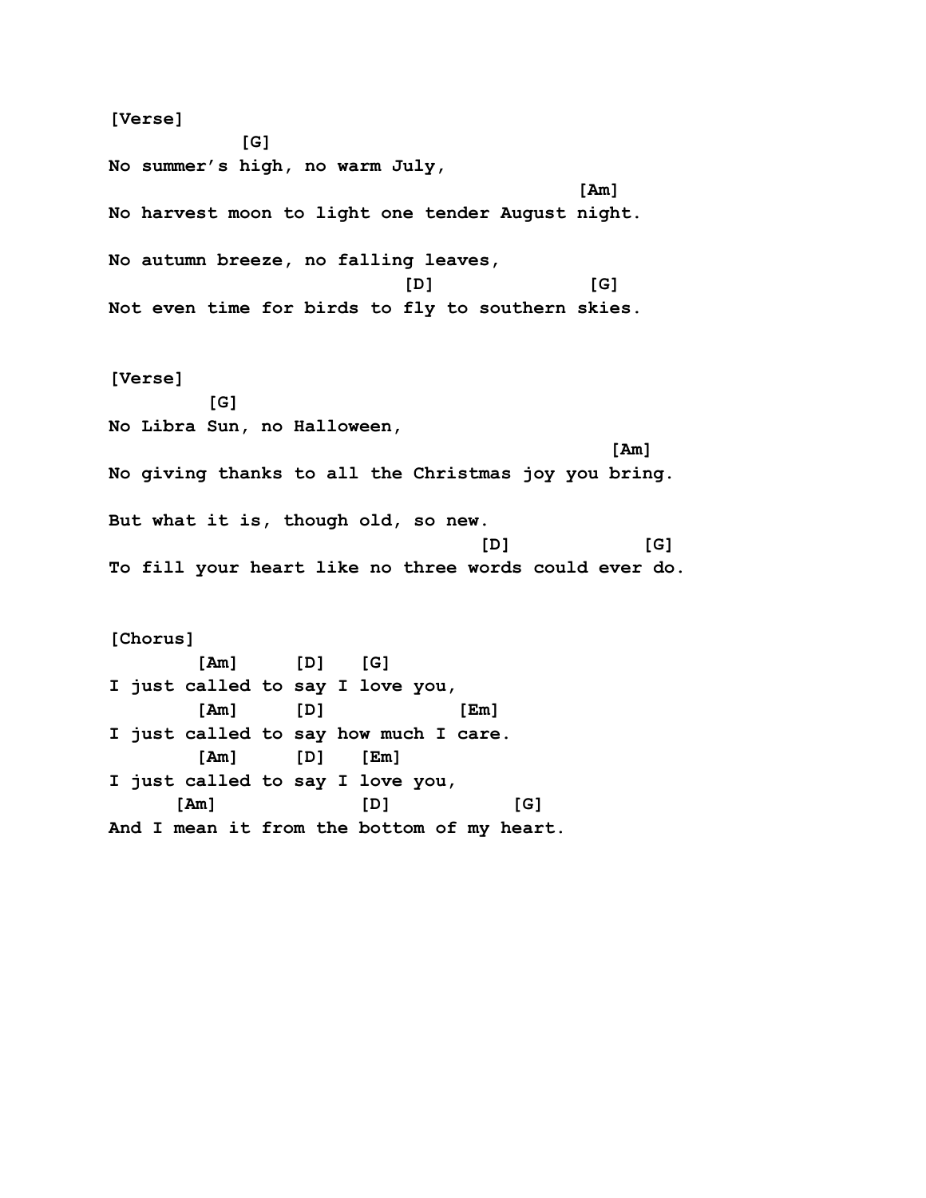```
[Verse]
            [G]
No summer's high, no warm July,
                                                [Am]
No harvest moon to light one tender August night.

No autumn breeze, no falling leaves,
                           [D]             [G]
Not even time for birds to fly to southern skies.


[Verse]
         [G]
No Libra Sun, no Halloween,
                                                   [Am]
No giving thanks to all the Christmas joy you bring.

But what it is, though old, so new.
                                  [D]            [G]
To fill your heart like no three words could ever do.


[Chorus]
        [Am]     [D]   [G]
I just called to say I love you,
        [Am]     [D]            [Em]
I just called to say how much I care.
        [Am]     [D]   [Em]
I just called to say I love you,
      [Am]            [D]           [G]
And I mean it from the bottom of my heart.
```